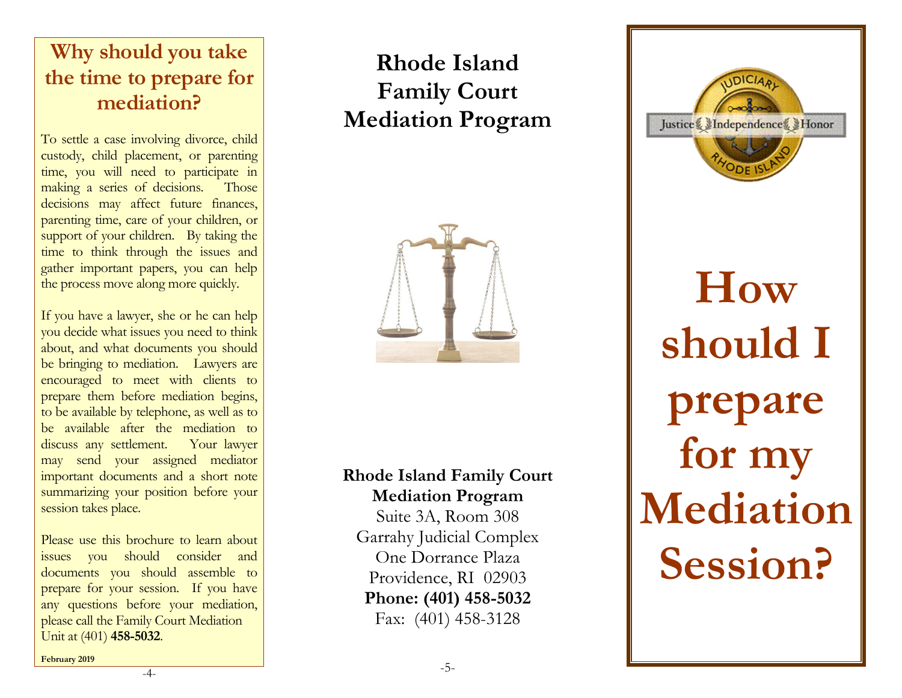## Why should you take the time to prepare for mediation?

To settle a case involving divorce, child custody, child placement, or parenting time, you will need to participate in making a series of decisions. Those decisions may affect future finances, parenting time, care of your children, or support of your children. By taking the time to think through the issues and gather important papers, you can help the process move along more quickly.

If you have a lawyer, she or he can help you decide what issues you need to think about, and what documents you should be bringing to mediation. Lawyers are encouraged to meet with clients to prepare them before mediation begins, to be available by telephone, as well as to be available after the mediation to discuss any settlement. Your lawyer may send your assigned mediator important documents and a short note summarizing your position before your session takes place.

Please use this brochure to learn about issues you should consider and documents you should assemble to prepare for your session. If you have any questions before your mediation, please call the Family Court Mediation Unit at (401) **458-5032**.

**February 2019**

# Rhode Island Family Court Mediation Program

**Rhode Island Family Court Mediation Program**
Suite 3A, Room 308
Garrahy Judicial Complex
One Dorrance Plaza
Providence, RI 02903
**Phone: (401) 458-5032**
Fax: (401) 458-3128

JUDICIARY
Justice Independence Honor
RHODE ISLAND

# How should I prepare for my Mediation Session?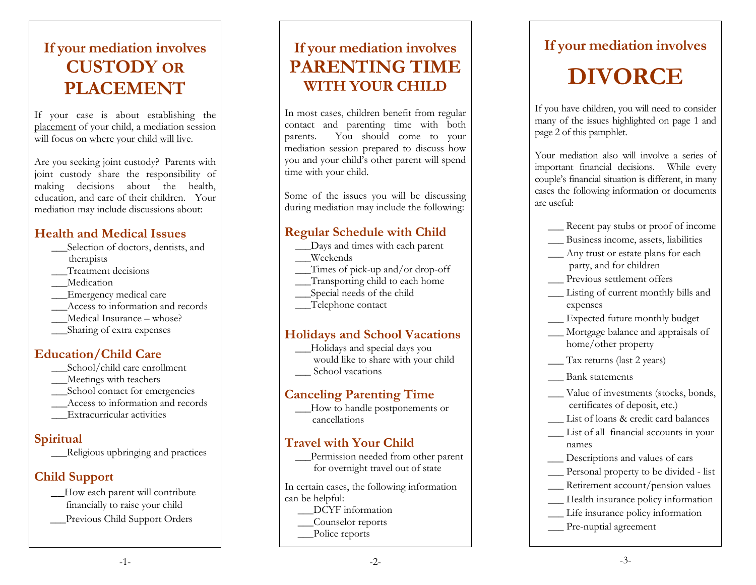## If your mediation involves CUSTODY OR PLACEMENT

If your case is about establishing the placement of your child, a mediation session will focus on where your child will live.

Are you seeking joint custody? Parents with joint custody share the responsibility of making decisions about the health, education, and care of their children. Your mediation may include discussions about:

### Health and Medical Issues

___Selection of doctors, dentists, and therapists
___Treatment decisions
___Medication
___Emergency medical care
___Access to information and records
___Medical Insurance – whose?
___Sharing of extra expenses

### Education/Child Care

___School/child care enrollment
___Meetings with teachers
___School contact for emergencies
___Access to information and records
___Extracurricular activities

### Spiritual

___Religious upbringing and practices

### Child Support

___How each parent will contribute financially to raise your child
___Previous Child Support Orders

## If your mediation involves PARENTING TIME WITH YOUR CHILD

In most cases, children benefit from regular contact and parenting time with both parents. You should come to your mediation session prepared to discuss how you and your child's other parent will spend time with your child.

Some of the issues you will be discussing during mediation may include the following:

### Regular Schedule with Child

___Days and times with each parent
___Weekends
___Times of pick-up and/or drop-off
___Transporting child to each home
___Special needs of the child
___Telephone contact

### Holidays and School Vacations

___Holidays and special days you would like to share with your child
___ School vacations

### Canceling Parenting Time

___How to handle postponements or cancellations

### Travel with Your Child

___Permission needed from other parent for overnight travel out of state

In certain cases, the following information can be helpful:

___DCYF information
___Counselor reports
___Police reports

## If your mediation involves DIVORCE

If you have children, you will need to consider many of the issues highlighted on page 1 and page 2 of this pamphlet.

Your mediation also will involve a series of important financial decisions. While every couple's financial situation is different, in many cases the following information or documents are useful:

___ Recent pay stubs or proof of income
___ Business income, assets, liabilities
___ Any trust or estate plans for each party, and for children
___ Previous settlement offers
___ Listing of current monthly bills and expenses
___ Expected future monthly budget
___ Mortgage balance and appraisals of home/other property
___ Tax returns (last 2 years)
___ Bank statements
___ Value of investments (stocks, bonds, certificates of deposit, etc.)
___ List of loans & credit card balances
___ List of all financial accounts in your names
___ Descriptions and values of cars
___ Personal property to be divided - list
___ Retirement account/pension values
___ Health insurance policy information
___ Life insurance policy information
___ Pre-nuptial agreement